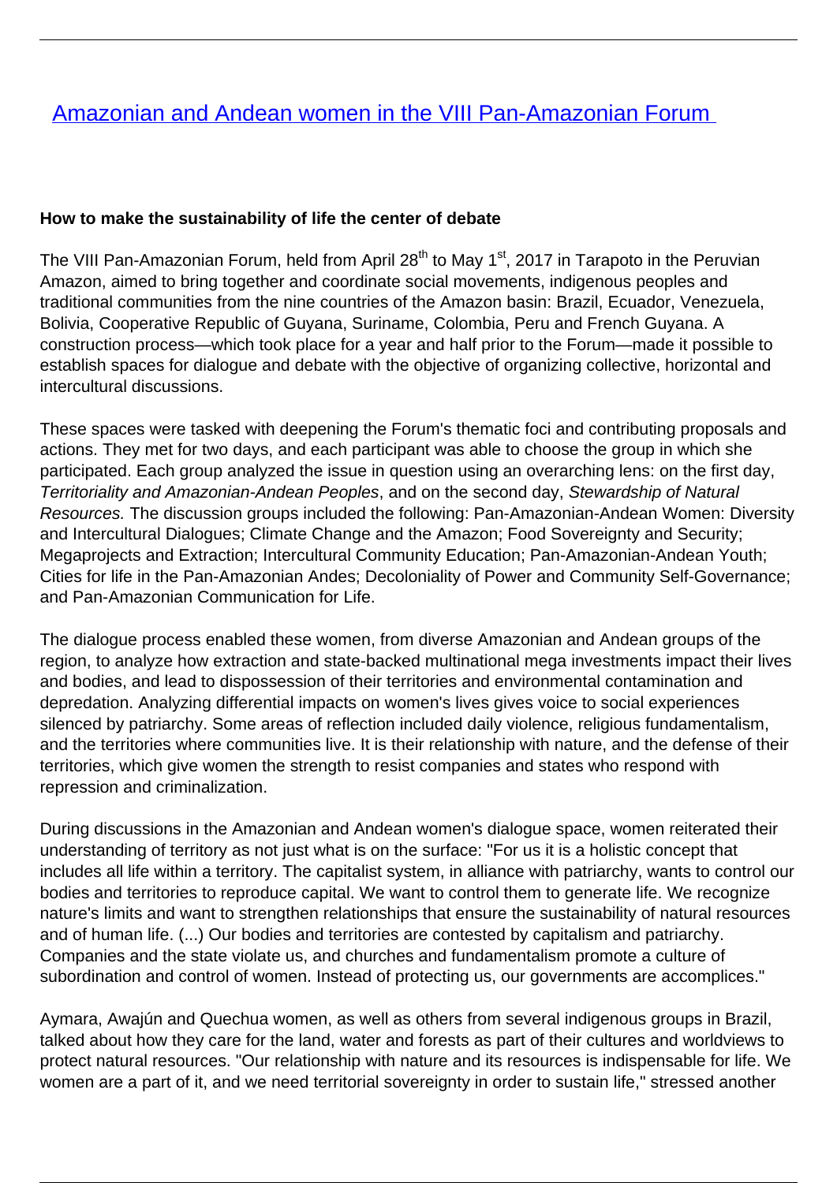# Amazonian and Andean women in the VIII Pan-Amazonian Forum

**How to make the sustainability of life the center of debate**

The VIII Pan-Amazonian Forum, held from April 28th to May 1st, 2017 in Tarapoto in the Peruvian Amazon, aimed to bring together and coordinate social movements, indigenous peoples and traditional communities from the nine countries of the Amazon basin: Brazil, Ecuador, Venezuela, Bolivia, Cooperative Republic of Guyana, Suriname, Colombia, Peru and French Guyana. A construction process—which took place for a year and half prior to the Forum—made it possible to establish spaces for dialogue and debate with the objective of organizing collective, horizontal and intercultural discussions.

These spaces were tasked with deepening the Forum's thematic foci and contributing proposals and actions. They met for two days, and each participant was able to choose the group in which she participated. Each group analyzed the issue in question using an overarching lens: on the first day, *Territoriality and Amazonian-Andean Peoples*, and on the second day, *Stewardship of Natural Resources.* The discussion groups included the following: Pan-Amazonian-Andean Women: Diversity and Intercultural Dialogues; Climate Change and the Amazon; Food Sovereignty and Security; Megaprojects and Extraction; Intercultural Community Education; Pan-Amazonian-Andean Youth; Cities for life in the Pan-Amazonian Andes; Decoloniality of Power and Community Self-Governance; and Pan-Amazonian Communication for Life.

The dialogue process enabled these women, from diverse Amazonian and Andean groups of the region, to analyze how extraction and state-backed multinational mega investments impact their lives and bodies, and lead to dispossession of their territories and environmental contamination and depredation. Analyzing differential impacts on women's lives gives voice to social experiences silenced by patriarchy. Some areas of reflection included daily violence, religious fundamentalism, and the territories where communities live. It is their relationship with nature, and the defense of their territories, which give women the strength to resist companies and states who respond with repression and criminalization.

During discussions in the Amazonian and Andean women's dialogue space, women reiterated their understanding of territory as not just what is on the surface: "For us it is a holistic concept that includes all life within a territory. The capitalist system, in alliance with patriarchy, wants to control our bodies and territories to reproduce capital. We want to control them to generate life. We recognize nature's limits and want to strengthen relationships that ensure the sustainability of natural resources and of human life. (...) Our bodies and territories are contested by capitalism and patriarchy. Companies and the state violate us, and churches and fundamentalism promote a culture of subordination and control of women. Instead of protecting us, our governments are accomplices."

Aymara, Awajún and Quechua women, as well as others from several indigenous groups in Brazil, talked about how they care for the land, water and forests as part of their cultures and worldviews to protect natural resources. "Our relationship with nature and its resources is indispensable for life. We women are a part of it, and we need territorial sovereignty in order to sustain life," stressed another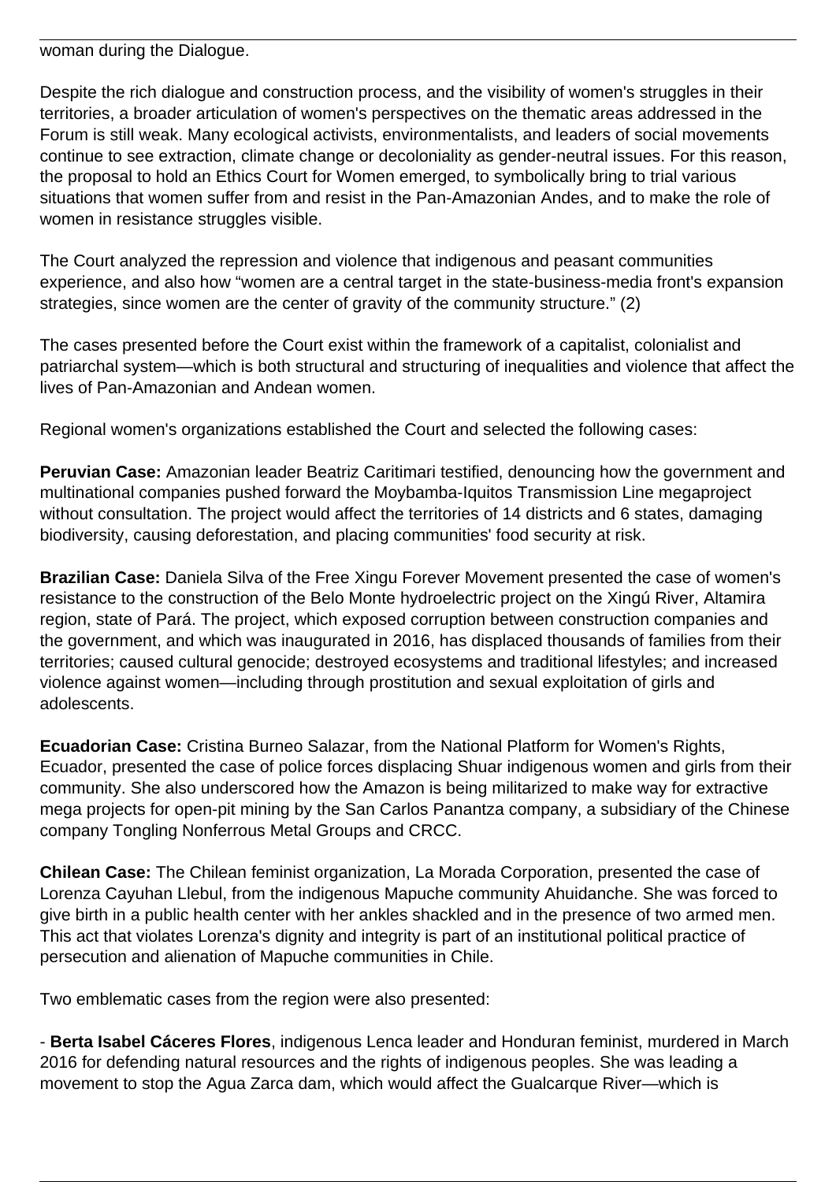woman during the Dialogue.

Despite the rich dialogue and construction process, and the visibility of women's struggles in their territories, a broader articulation of women's perspectives on the thematic areas addressed in the Forum is still weak. Many ecological activists, environmentalists, and leaders of social movements continue to see extraction, climate change or decoloniality as gender-neutral issues. For this reason, the proposal to hold an Ethics Court for Women emerged, to symbolically bring to trial various situations that women suffer from and resist in the Pan-Amazonian Andes, and to make the role of women in resistance struggles visible.

The Court analyzed the repression and violence that indigenous and peasant communities experience, and also how "women are a central target in the state-business-media front's expansion strategies, since women are the center of gravity of the community structure." (2)

The cases presented before the Court exist within the framework of a capitalist, colonialist and patriarchal system—which is both structural and structuring of inequalities and violence that affect the lives of Pan-Amazonian and Andean women.

Regional women's organizations established the Court and selected the following cases:

**Peruvian Case:** Amazonian leader Beatriz Caritimari testified, denouncing how the government and multinational companies pushed forward the Moybamba-Iquitos Transmission Line megaproject without consultation. The project would affect the territories of 14 districts and 6 states, damaging biodiversity, causing deforestation, and placing communities' food security at risk.

**Brazilian Case:** Daniela Silva of the Free Xingu Forever Movement presented the case of women's resistance to the construction of the Belo Monte hydroelectric project on the Xingú River, Altamira region, state of Pará. The project, which exposed corruption between construction companies and the government, and which was inaugurated in 2016, has displaced thousands of families from their territories; caused cultural genocide; destroyed ecosystems and traditional lifestyles; and increased violence against women—including through prostitution and sexual exploitation of girls and adolescents.

**Ecuadorian Case:** Cristina Burneo Salazar, from the National Platform for Women's Rights, Ecuador, presented the case of police forces displacing Shuar indigenous women and girls from their community. She also underscored how the Amazon is being militarized to make way for extractive mega projects for open-pit mining by the San Carlos Panantza company, a subsidiary of the Chinese company Tongling Nonferrous Metal Groups and CRCC.

**Chilean Case:** The Chilean feminist organization, La Morada Corporation, presented the case of Lorenza Cayuhan Llebul, from the indigenous Mapuche community Ahuidanche. She was forced to give birth in a public health center with her ankles shackled and in the presence of two armed men. This act that violates Lorenza's dignity and integrity is part of an institutional political practice of persecution and alienation of Mapuche communities in Chile.

Two emblematic cases from the region were also presented:

- **Berta Isabel Cáceres Flores**, indigenous Lenca leader and Honduran feminist, murdered in March 2016 for defending natural resources and the rights of indigenous peoples. She was leading a movement to stop the Agua Zarca dam, which would affect the Gualcarque River—which is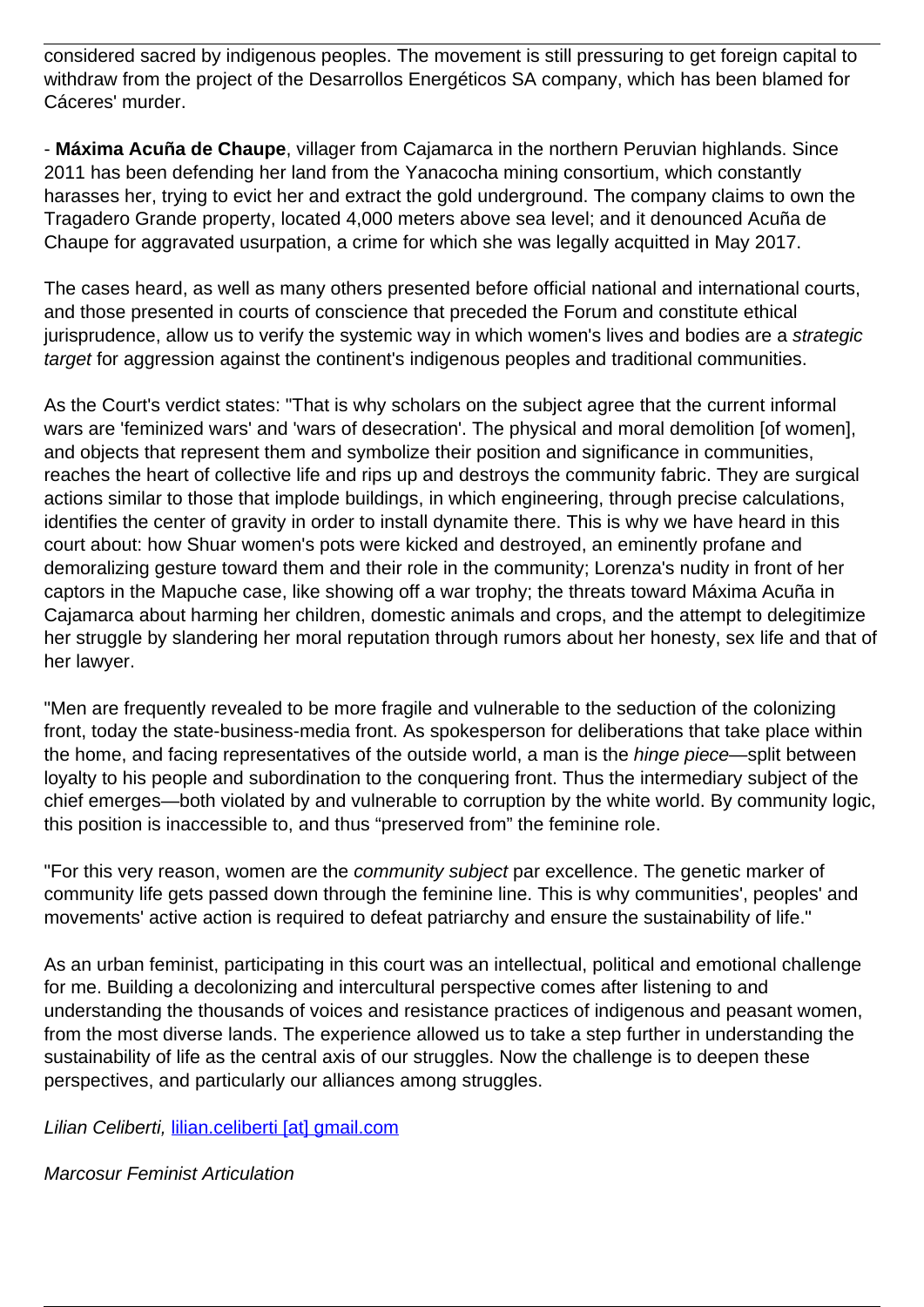considered sacred by indigenous peoples. The movement is still pressuring to get foreign capital to withdraw from the project of the Desarrollos Energéticos SA company, which has been blamed for Cáceres' murder.

- **Máxima Acuña de Chaupe**, villager from Cajamarca in the northern Peruvian highlands. Since 2011 has been defending her land from the Yanacocha mining consortium, which constantly harasses her, trying to evict her and extract the gold underground. The company claims to own the Tragadero Grande property, located 4,000 meters above sea level; and it denounced Acuña de Chaupe for aggravated usurpation, a crime for which she was legally acquitted in May 2017.

The cases heard, as well as many others presented before official national and international courts, and those presented in courts of conscience that preceded the Forum and constitute ethical jurisprudence, allow us to verify the systemic way in which women's lives and bodies are a *strategic target* for aggression against the continent's indigenous peoples and traditional communities.

As the Court's verdict states: "That is why scholars on the subject agree that the current informal wars are 'feminized wars' and 'wars of desecration'. The physical and moral demolition [of women], and objects that represent them and symbolize their position and significance in communities, reaches the heart of collective life and rips up and destroys the community fabric. They are surgical actions similar to those that implode buildings, in which engineering, through precise calculations, identifies the center of gravity in order to install dynamite there. This is why we have heard in this court about: how Shuar women's pots were kicked and destroyed, an eminently profane and demoralizing gesture toward them and their role in the community; Lorenza's nudity in front of her captors in the Mapuche case, like showing off a war trophy; the threats toward Máxima Acuña in Cajamarca about harming her children, domestic animals and crops, and the attempt to delegitimize her struggle by slandering her moral reputation through rumors about her honesty, sex life and that of her lawyer.

"Men are frequently revealed to be more fragile and vulnerable to the seduction of the colonizing front, today the state-business-media front. As spokesperson for deliberations that take place within the home, and facing representatives of the outside world, a man is the *hinge piece*—split between loyalty to his people and subordination to the conquering front. Thus the intermediary subject of the chief emerges—both violated by and vulnerable to corruption by the white world. By community logic, this position is inaccessible to, and thus "preserved from" the feminine role.

"For this very reason, women are the *community subject* par excellence. The genetic marker of community life gets passed down through the feminine line. This is why communities', peoples' and movements' active action is required to defeat patriarchy and ensure the sustainability of life."

As an urban feminist, participating in this court was an intellectual, political and emotional challenge for me. Building a decolonizing and intercultural perspective comes after listening to and understanding the thousands of voices and resistance practices of indigenous and peasant women, from the most diverse lands. The experience allowed us to take a step further in understanding the sustainability of life as the central axis of our struggles. Now the challenge is to deepen these perspectives, and particularly our alliances among struggles.

*Lilian Celiberti,* lilian.celiberti [at] gmail.com

*Marcosur Feminist Articulation*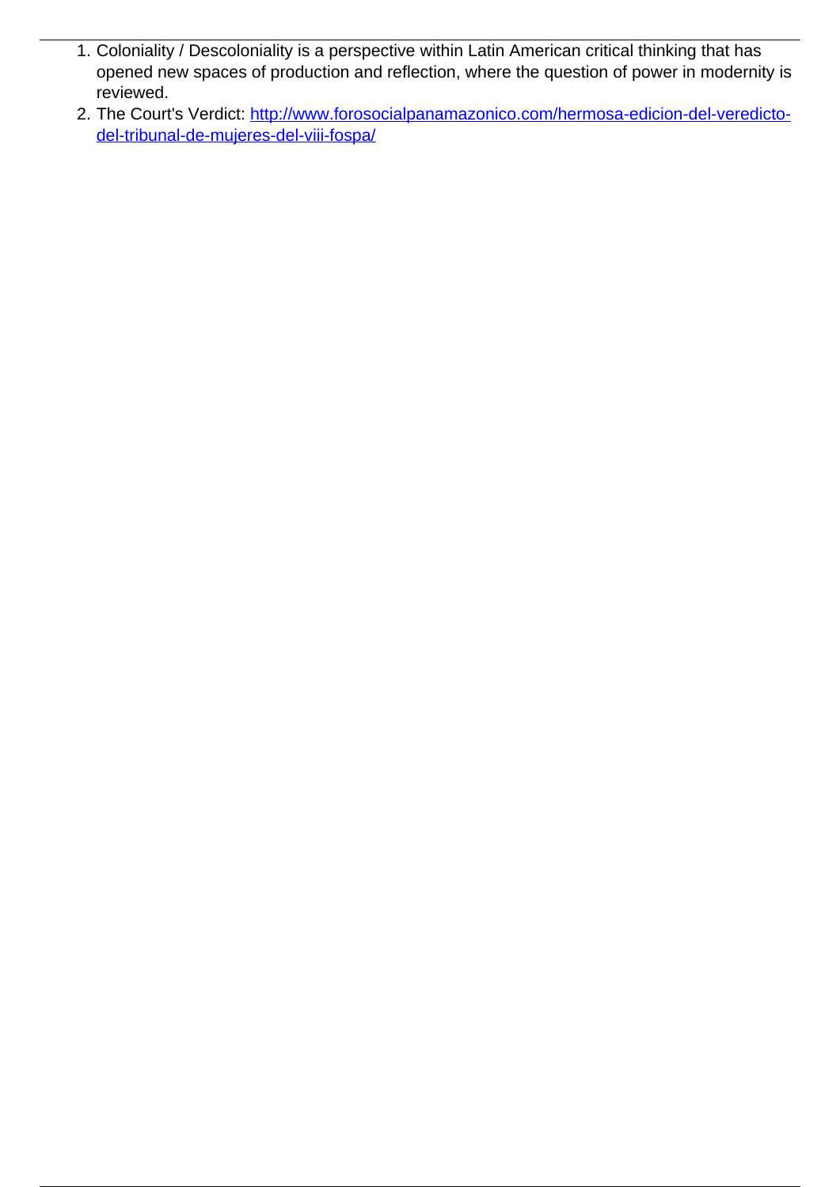1. Coloniality / Descoloniality is a perspective within Latin American critical thinking that has opened new spaces of production and reflection, where the question of power in modernity is reviewed.
2. The Court's Verdict: [http://www.forosocialpanamazonico.com/hermosa-edicion-del-veredicto-del-tribunal-de-mujeres-del-viii-fospa/](http://www.forosocialpanamazonico.com/hermosa-edicion-del-veredicto-del-tribunal-de-mujeres-del-viii-fospa/)